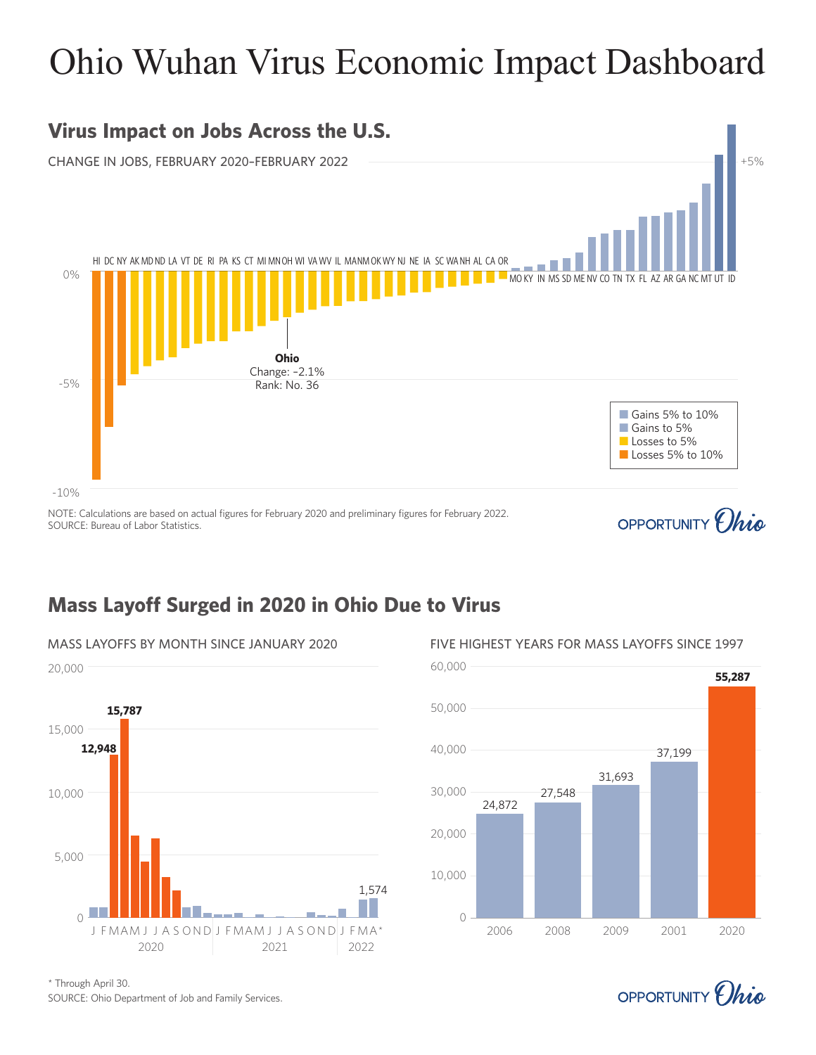# Ohio Wuhan Virus Economic Impact Dashboard

## Virus Impact on Jobs Across the U.S.

CHANGE IN JOBS, FEBRUARY 2020–FEBRUARY 2022

HI DC NY AK MD ND LA VT DE RI PA KS CT MI MN OH WI VA WV IL MA NM OK WY NJ NE IA SC WA NH AL CA OR

MO KY IN MS SD ME NV CO TN TX FL AZ AR GA NC MT UT ID

+5%

0%

-5%

-10%

**Ohio**
Change: –2.1%
Rank: No. 36

- Gains 5% to 10%
- Gains to 5%
- Losses to 5%
- Losses 5% to 10%

NOTE: Calculations are based on actual figures for February 2020 and preliminary figures for February 2022.
SOURCE: Bureau of Labor Statistics.

OPPORTUNITY Ohio

## Mass Layoff Surged in 2020 in Ohio Due to Virus

MASS LAYOFFS BY MONTH SINCE JANUARY 2020

20,000
15,000
10,000
5,000
0

**12,948** **15,787** 1,574

J F M A M J J A S O N D J F M A M J J A S O N D J F M A*

2020 2021 2022

FIVE HIGHEST YEARS FOR MASS LAYOFFS SINCE 1997

| Year | Mass layoffs |
|---|---|
| 2006 | 24,872 |
| 2008 | 27,548 |
| 2009 | 31,693 |
| 2001 | 37,199 |
| 2020 | **55,287** |

* Through April 30.
SOURCE: Ohio Department of Job and Family Services.

OPPORTUNITY Ohio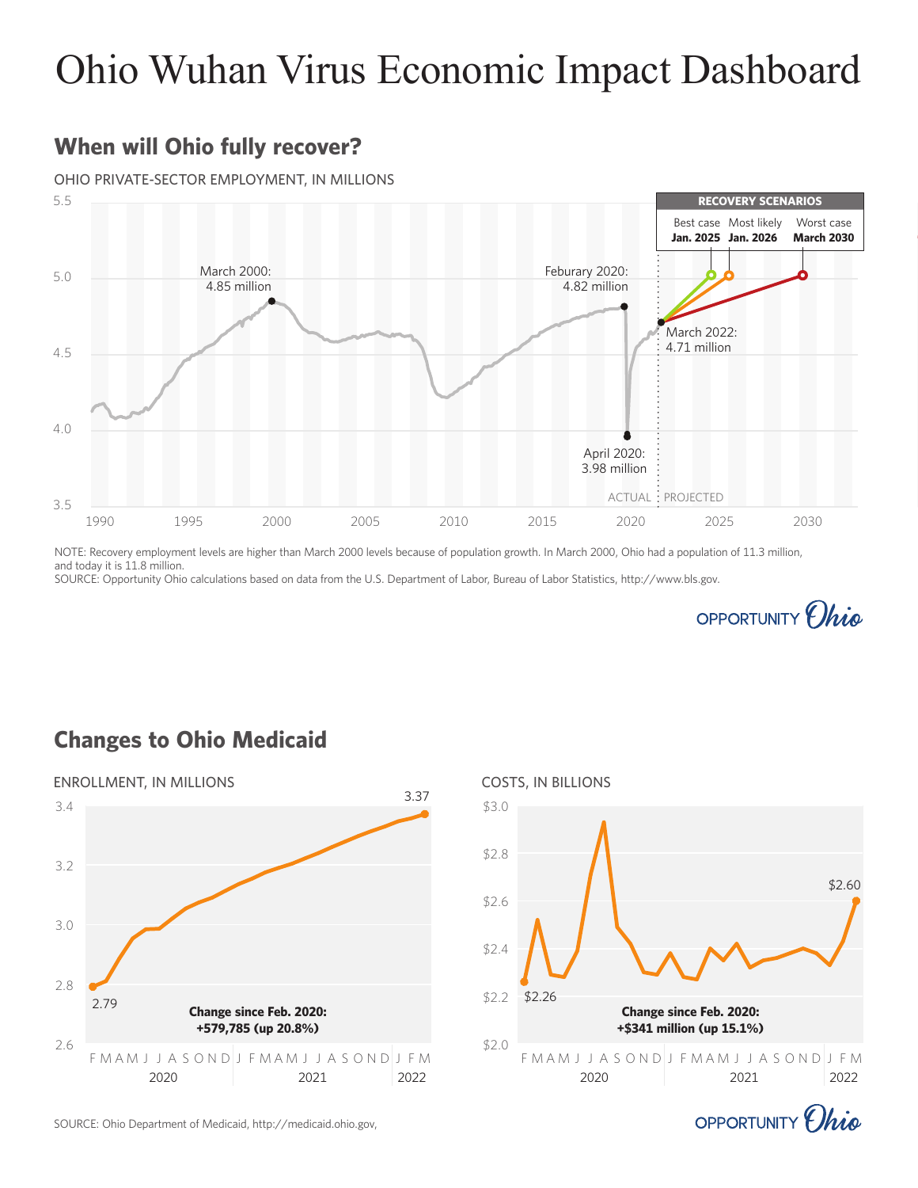# Ohio Wuhan Virus Economic Impact Dashboard

## When will Ohio fully recover?

OHIO PRIVATE-SECTOR EMPLOYMENT, IN MILLIONS

RECOVERY SCENARIOS

Best case **Jan. 2025**

Most likely **Jan. 2026**

Worst case **March 2030**

March 2000: 4.85 million

Feburary 2020: 4.82 million

March 2022: 4.71 million

April 2020: 3.98 million

ACTUAL | PROJECTED

5.5
5.0
4.5
4.0
3.5

1990 1995 2000 2005 2010 2015 2020 2025 2030

NOTE: Recovery employment levels are higher than March 2000 levels because of population growth. In March 2000, Ohio had a population of 11.3 million, and today it is 11.8 million.
SOURCE: Opportunity Ohio calculations based on data from the U.S. Department of Labor, Bureau of Labor Statistics, http://www.bls.gov.

OPPORTUNITY Ohio

## Changes to Ohio Medicaid

ENROLLMENT, IN MILLIONS

3.37

2.79

**Change since Feb. 2020: +579,785 (up 20.8%)**

3.4
3.2
3.0
2.8
2.6

F M A M J J A S O N D J F M A M J J A S O N D J F M
2020 2021 2022

COSTS, IN BILLIONS

$2.60

$2.26

**Change since Feb. 2020: +$341 million (up 15.1%)**

$3.0
$2.8
$2.6
$2.4
$2.2
$2.0

F M A M J J A S O N D J F M A M J J A S O N D J F M
2020 2021 2022

SOURCE: Ohio Department of Medicaid, http://medicaid.ohio.gov,

OPPORTUNITY Ohio